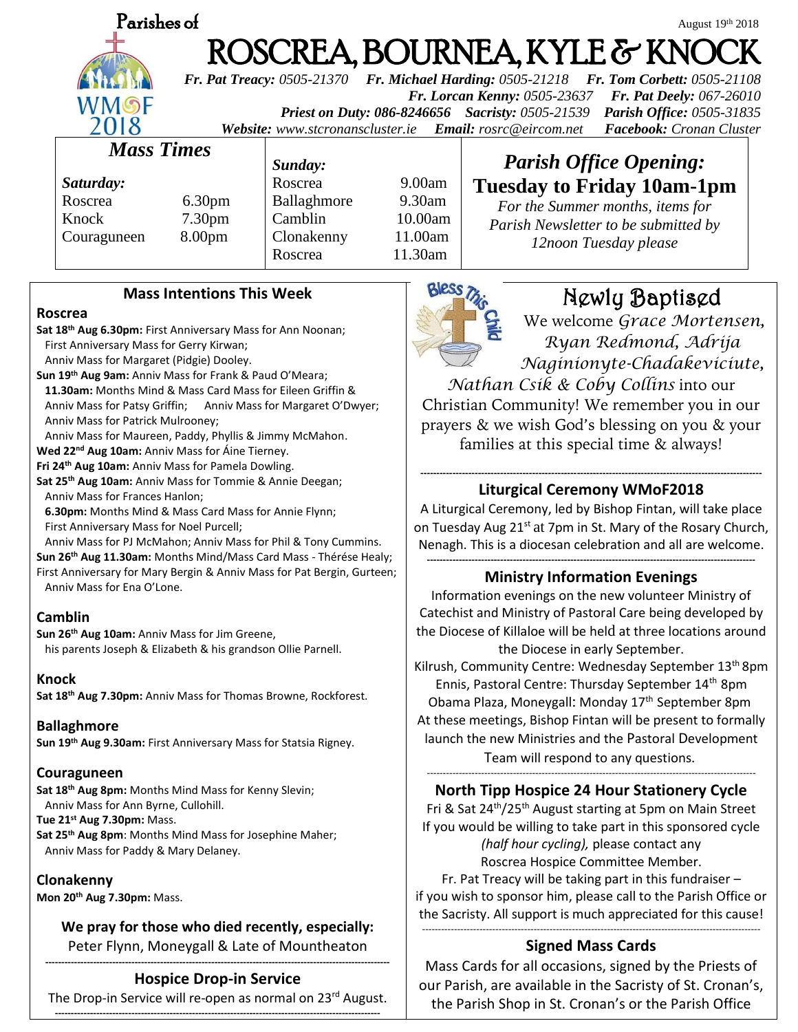Parishes of

August 19th 2018

# ROSCREA, BOURNEA, KYLE & KNOCK

***Fr. Pat Treacy:*** *0505-21370* ***Fr. Michael Harding:*** *0505-21218* ***Fr. Tom Corbett:*** *0505-21108*
***Fr. Lorcan Kenny:*** *0505-23637* ***Fr. Pat Deely:*** *067-26010*
***Priest on Duty: 086-8246656*** ***Sacristy:*** *0505-21539* ***Parish Office:*** *0505-31835*
***Website:*** *www.stcronanscluster.ie* ***Email:*** *rosrc@eircom.net* ***Facebook:*** *Cronan Cluster*

## *Mass Times*

| *Saturday:* | | *Sunday:* | |
|---|---|---|---|
| Roscrea | 6.30pm | Roscrea | 9.00am |
| Knock | 7.30pm | Ballaghmore | 9.30am |
| Couraguneen | 8.00pm | Camblin | 10.00am |
| | | Clonakenny | 11.00am |
| | | Roscrea | 11.30am |

## *Parish Office Opening:*
## Tuesday to Friday 10am-1pm

*For the Summer months, items for Parish Newsletter to be submitted by 12noon Tuesday please*

### Mass Intentions This Week

**Roscrea**

**Sat 18th Aug 6.30pm:** First Anniversary Mass for Ann Noonan; First Anniversary Mass for Gerry Kirwan; Anniv Mass for Margaret (Pidgie) Dooley.
**Sun 19th Aug 9am:** Anniv Mass for Frank & Paud O'Meara;
**11.30am:** Months Mind & Mass Card Mass for Eileen Griffin & Anniv Mass for Patsy Griffin; Anniv Mass for Margaret O'Dwyer; Anniv Mass for Patrick Mulrooney; Anniv Mass for Maureen, Paddy, Phyllis & Jimmy McMahon.
**Wed 22nd Aug 10am:** Anniv Mass for Áine Tierney.
**Fri 24th Aug 10am:** Anniv Mass for Pamela Dowling.
**Sat 25th Aug 10am:** Anniv Mass for Tommie & Annie Deegan; Anniv Mass for Frances Hanlon;
**6.30pm:** Months Mind & Mass Card Mass for Annie Flynn; First Anniversary Mass for Noel Purcell; Anniv Mass for PJ McMahon; Anniv Mass for Phil & Tony Cummins.
**Sun 26th Aug 11.30am:** Months Mind/Mass Card Mass - Thérése Healy; First Anniversary for Mary Bergin & Anniv Mass for Pat Bergin, Gurteen; Anniv Mass for Ena O'Lone.

**Camblin**

**Sun 26th Aug 10am:** Anniv Mass for Jim Greene, his parents Joseph & Elizabeth & his grandson Ollie Parnell.

**Knock**

**Sat 18th Aug 7.30pm:** Anniv Mass for Thomas Browne, Rockforest.

**Ballaghmore**

**Sun 19th Aug 9.30am:** First Anniversary Mass for Statsia Rigney.

**Couraguneen**

**Sat 18th Aug 8pm:** Months Mind Mass for Kenny Slevin; Anniv Mass for Ann Byrne, Cullohill.
**Tue 21st Aug 7.30pm:** Mass.
**Sat 25th Aug 8pm**: Months Mind Mass for Josephine Maher; Anniv Mass for Paddy & Mary Delaney.

**Clonakenny**

**Mon 20th Aug 7.30pm:** Mass.

**We pray for those who died recently, especially:**
Peter Flynn, Moneygall & Late of Mountheaton

### Hospice Drop-in Service

The Drop-in Service will re-open as normal on 23rd August.

## Newly Baptised

We welcome *Grace Mortensen, Ryan Redmond, Adrija Naginionyte-Chadakeviciute, Nathan Csik & Coby Collins* into our Christian Community! We remember you in our prayers & we wish God's blessing on you & your families at this special time & always!

### Liturgical Ceremony WMoF2018

A Liturgical Ceremony, led by Bishop Fintan, will take place on Tuesday Aug 21st at 7pm in St. Mary of the Rosary Church, Nenagh. This is a diocesan celebration and all are welcome.

### Ministry Information Evenings

Information evenings on the new volunteer Ministry of Catechist and Ministry of Pastoral Care being developed by the Diocese of Killaloe will be held at three locations around the Diocese in early September.
Kilrush, Community Centre: Wednesday September 13th 8pm
Ennis, Pastoral Centre: Thursday September 14th 8pm
Obama Plaza, Moneygall: Monday 17th September 8pm
At these meetings, Bishop Fintan will be present to formally launch the new Ministries and the Pastoral Development Team will respond to any questions.

### North Tipp Hospice 24 Hour Stationery Cycle

Fri & Sat 24th/25th August starting at 5pm on Main Street
If you would be willing to take part in this sponsored cycle *(half hour cycling),* please contact any Roscrea Hospice Committee Member.
Fr. Pat Treacy will be taking part in this fundraiser – if you wish to sponsor him, please call to the Parish Office or the Sacristy. All support is much appreciated for this cause!

### Signed Mass Cards

Mass Cards for all occasions, signed by the Priests of our Parish, are available in the Sacristy of St. Cronan's, the Parish Shop in St. Cronan's or the Parish Office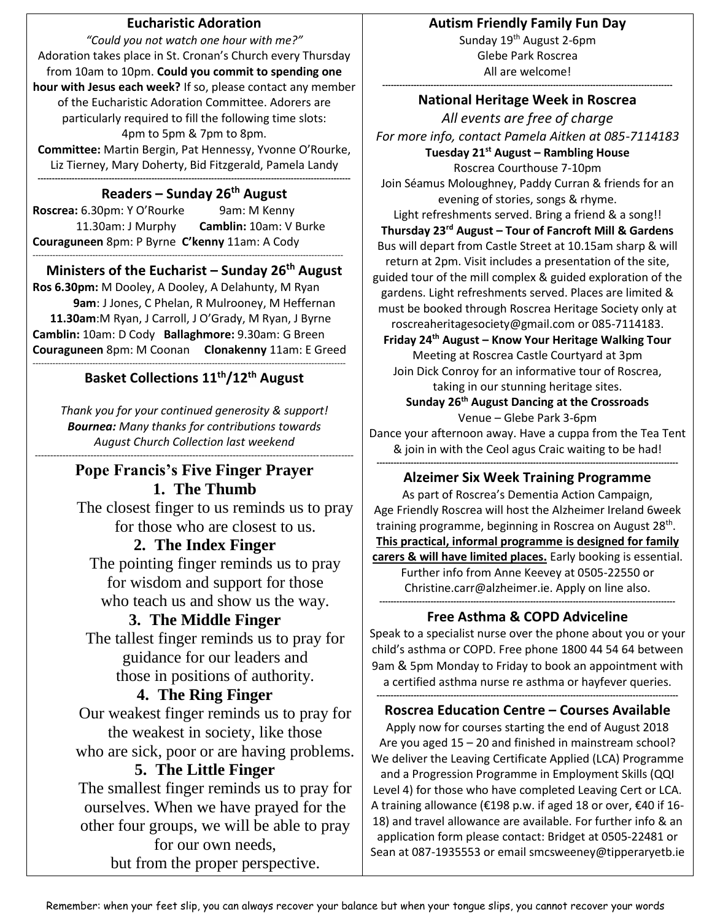## Eucharistic Adoration

*"Could you not watch one hour with me?"*
Adoration takes place in St. Cronan's Church every Thursday from 10am to 10pm. **Could you commit to spending one hour with Jesus each week?** If so, please contact any member of the Eucharistic Adoration Committee. Adorers are particularly required to fill the following time slots:
4pm to 5pm & 7pm to 8pm.
**Committee:** Martin Bergin, Pat Hennessy, Yvonne O'Rourke, Liz Tierney, Mary Doherty, Bid Fitzgerald, Pamela Landy

## Readers – Sunday 26th August

**Roscrea:** 6.30pm: Y O'Rourke 9am: M Kenny
11.30am: J Murphy **Camblin:** 10am: V Burke
**Couraguneen** 8pm: P Byrne **C'kenny** 11am: A Cody

## Ministers of the Eucharist – Sunday 26th August

**Ros 6.30pm:** M Dooley, A Dooley, A Delahunty, M Ryan
**9am**: J Jones, C Phelan, R Mulrooney, M Heffernan
**11.30am**:M Ryan, J Carroll, J O'Grady, M Ryan, J Byrne
**Camblin:** 10am: D Cody **Ballaghmore:** 9.30am: G Breen
**Couraguneen** 8pm: M Coonan **Clonakenny** 11am: E Greed

## Basket Collections 11th/12th August

*Thank you for your continued generosity & support!*
***Bournea:*** *Many thanks for contributions towards August Church Collection last weekend*

## Pope Francis's Five Finger Prayer

1. **The Thumb**
   The closest finger to us reminds us to pray for those who are closest to us.
2. **The Index Finger**
   The pointing finger reminds us to pray for wisdom and support for those who teach us and show us the way.
3. **The Middle Finger**
   The tallest finger reminds us to pray for guidance for our leaders and those in positions of authority.
4. **The Ring Finger**
   Our weakest finger reminds us to pray for the weakest in society, like those who are sick, poor or are having problems.
5. **The Little Finger**
   The smallest finger reminds us to pray for ourselves. When we have prayed for the other four groups, we will be able to pray for our own needs, but from the proper perspective.

## Autism Friendly Family Fun Day

Sunday 19th August 2-6pm
Glebe Park Roscrea
All are welcome!

## National Heritage Week in Roscrea

*All events are free of charge*
*For more info, contact Pamela Aitken at 085-7114183*

**Tuesday 21st August – Rambling House**
Roscrea Courthouse 7-10pm
Join Séamus Moloughney, Paddy Curran & friends for an evening of stories, songs & rhyme.
Light refreshments served. Bring a friend & a song!!

**Thursday 23rd August – Tour of Fancroft Mill & Gardens**
Bus will depart from Castle Street at 10.15am sharp & will return at 2pm. Visit includes a presentation of the site, guided tour of the mill complex & guided exploration of the gardens. Light refreshments served. Places are limited & must be booked through Roscrea Heritage Society only at roscreaheritagesociety@gmail.com or 085-7114183.

**Friday 24th August – Know Your Heritage Walking Tour**
Meeting at Roscrea Castle Courtyard at 3pm
Join Dick Conroy for an informative tour of Roscrea, taking in our stunning heritage sites.

**Sunday 26th August Dancing at the Crossroads**
Venue – Glebe Park 3-6pm
Dance your afternoon away. Have a cuppa from the Tea Tent & join in with the Ceol agus Craic waiting to be had!

## Alzeimer Six Week Training Programme

As part of Roscrea's Dementia Action Campaign, Age Friendly Roscrea will host the Alzheimer Ireland 6week training programme, beginning in Roscrea on August 28th. **This practical, informal programme is designed for family carers & will have limited places.** Early booking is essential. Further info from Anne Keevey at 0505-22550 or Christine.carr@alzheimer.ie. Apply on line also.

## Free Asthma & COPD Adviceline

Speak to a specialist nurse over the phone about you or your child's asthma or COPD. Free phone 1800 44 54 64 between 9am & 5pm Monday to Friday to book an appointment with a certified asthma nurse re asthma or hayfever queries.

## Roscrea Education Centre – Courses Available

Apply now for courses starting the end of August 2018
Are you aged 15 – 20 and finished in mainstream school? We deliver the Leaving Certificate Applied (LCA) Programme and a Progression Programme in Employment Skills (QQI Level 4) for those who have completed Leaving Cert or LCA. A training allowance (€198 p.w. if aged 18 or over, €40 if 16-18) and travel allowance are available. For further info & an application form please contact: Bridget at 0505-22481 or Sean at 087-1935553 or email smcsweeney@tipperaryetb.ie

Remember: when your feet slip, you can always recover your balance but when your tongue slips, you cannot recover your words